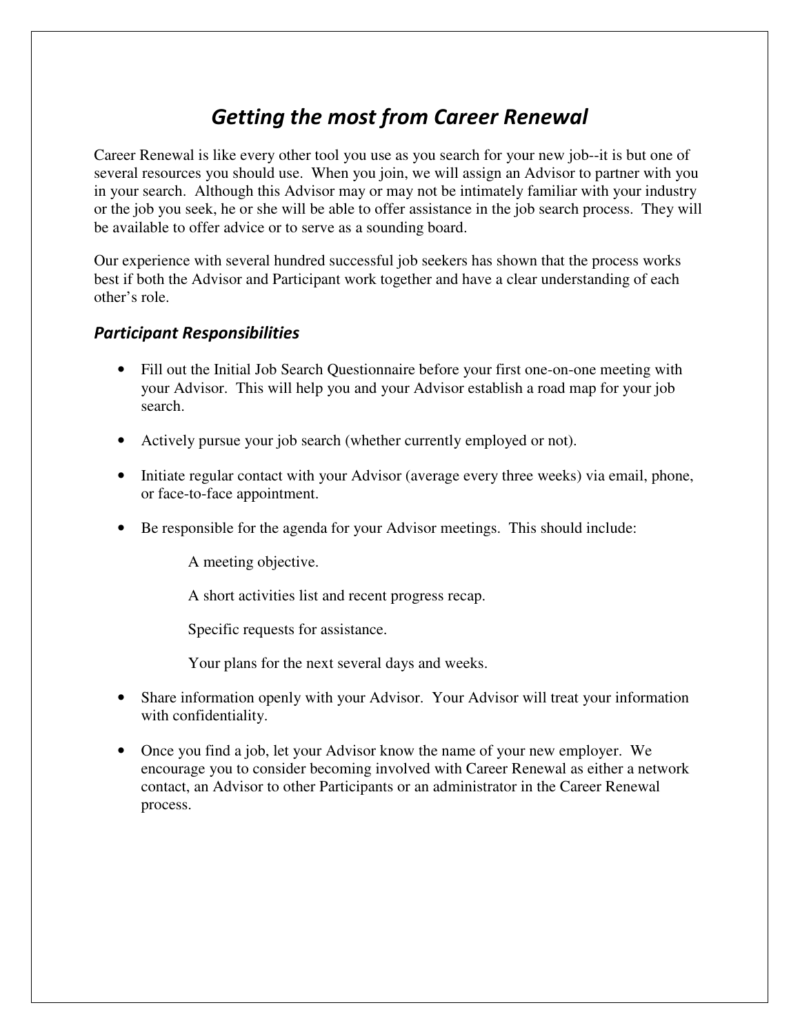# *Getting the most from Career Renewal*

Career Renewal is like every other tool you use as you search for your new job--it is but one of several resources you should use. When you join, we will assign an Advisor to partner with you in your search. Although this Advisor may or may not be intimately familiar with your industry or the job you seek, he or she will be able to offer assistance in the job search process. They will be available to offer advice or to serve as a sounding board.

Our experience with several hundred successful job seekers has shown that the process works best if both the Advisor and Participant work together and have a clear understanding of each other's role.

## *Participant Responsibilities*

- Fill out the Initial Job Search Questionnaire before your first one-on-one meeting with your Advisor. This will help you and your Advisor establish a road map for your job search.

- Actively pursue your job search (whether currently employed or not).

- Initiate regular contact with your Advisor (average every three weeks) via email, phone, or face-to-face appointment.

- Be responsible for the agenda for your Advisor meetings. This should include:

  A meeting objective.

  A short activities list and recent progress recap.

  Specific requests for assistance.

  Your plans for the next several days and weeks.

- Share information openly with your Advisor. Your Advisor will treat your information with confidentiality.

- Once you find a job, let your Advisor know the name of your new employer. We encourage you to consider becoming involved with Career Renewal as either a network contact, an Advisor to other Participants or an administrator in the Career Renewal process.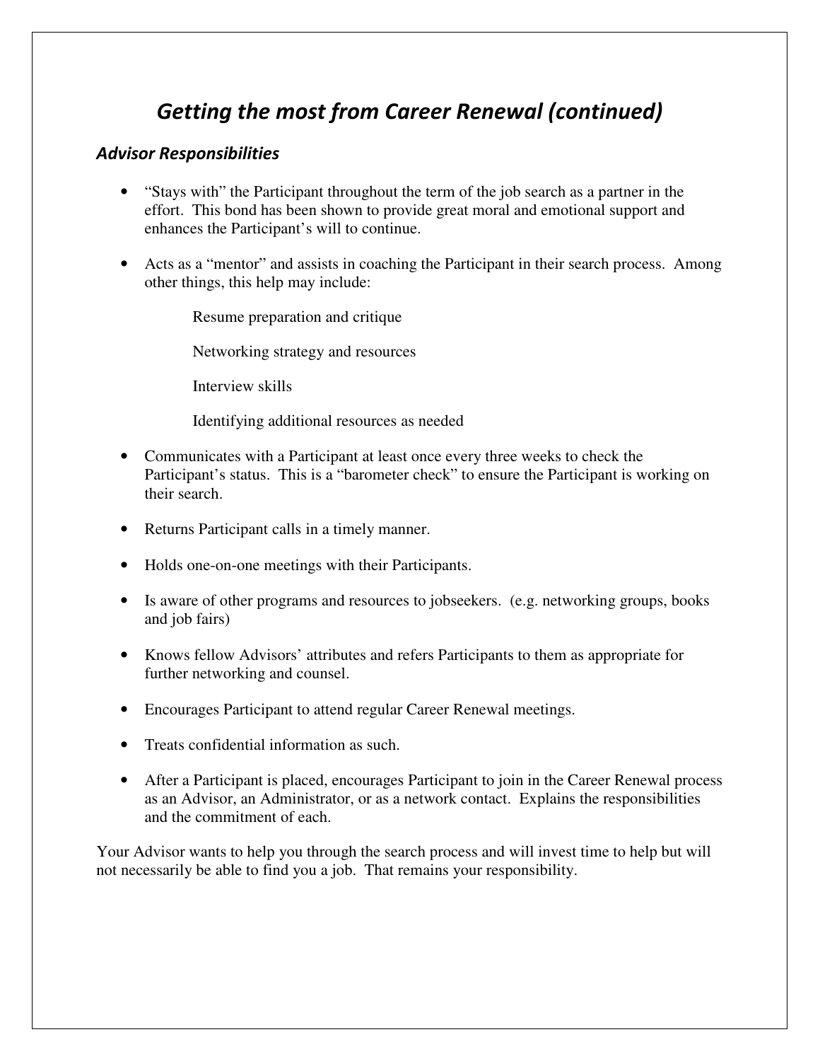# *Getting the most from Career Renewal (continued)*

### *Advisor Responsibilities*

- "Stays with" the Participant throughout the term of the job search as a partner in the effort. This bond has been shown to provide great moral and emotional support and enhances the Participant's will to continue.

- Acts as a "mentor" and assists in coaching the Participant in their search process. Among other things, this help may include:

  Resume preparation and critique

  Networking strategy and resources

  Interview skills

  Identifying additional resources as needed

- Communicates with a Participant at least once every three weeks to check the Participant's status. This is a "barometer check" to ensure the Participant is working on their search.

- Returns Participant calls in a timely manner.

- Holds one-on-one meetings with their Participants.

- Is aware of other programs and resources to jobseekers. (e.g. networking groups, books and job fairs)

- Knows fellow Advisors' attributes and refers Participants to them as appropriate for further networking and counsel.

- Encourages Participant to attend regular Career Renewal meetings.

- Treats confidential information as such.

- After a Participant is placed, encourages Participant to join in the Career Renewal process as an Advisor, an Administrator, or as a network contact. Explains the responsibilities and the commitment of each.

Your Advisor wants to help you through the search process and will invest time to help but will not necessarily be able to find you a job. That remains your responsibility.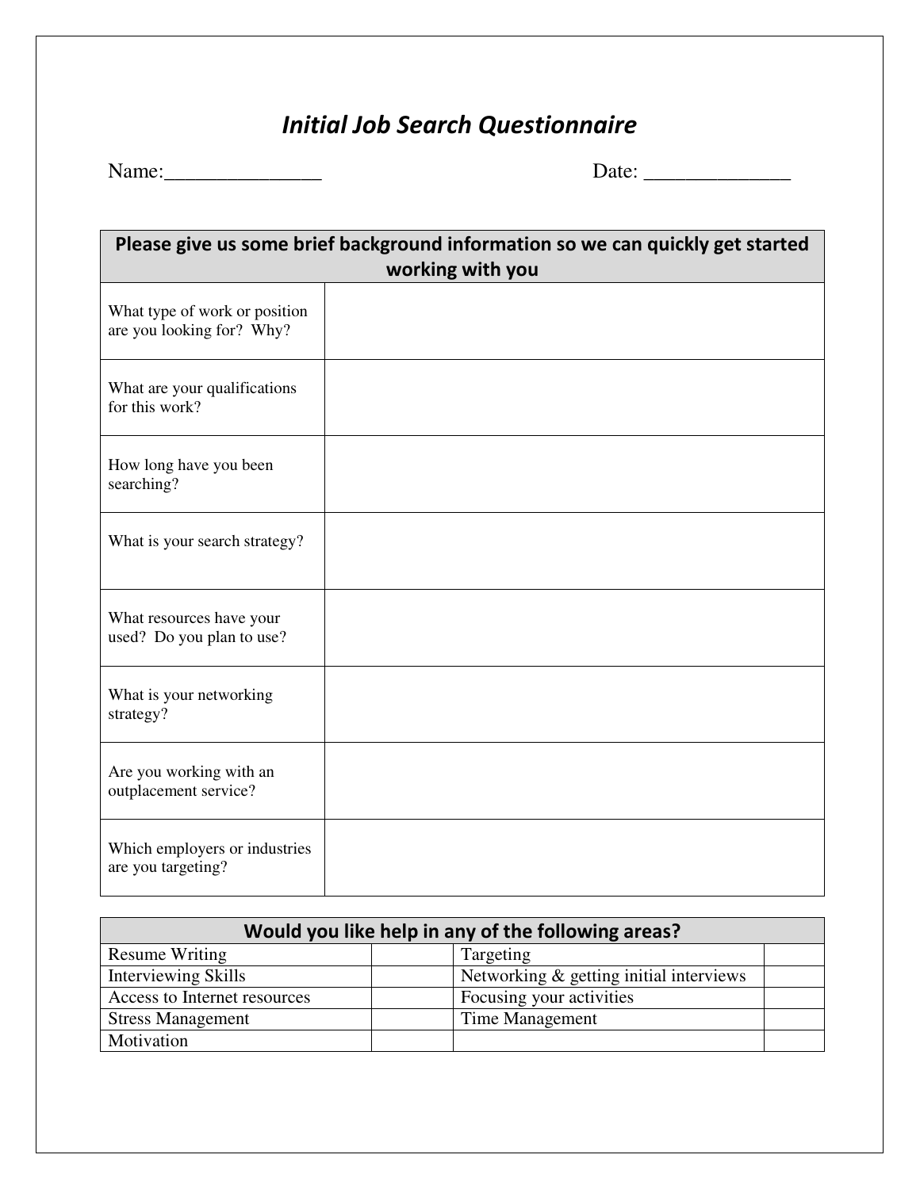# *Initial Job Search Questionnaire*

Name:_______________ Date: ______________

| Please give us some brief background information so we can quickly get started working with you | |
|---|---|
| What type of work or position are you looking for? Why? | |
| What are your qualifications for this work? | |
| How long have you been searching? | |
| What is your search strategy? | |
| What resources have your used? Do you plan to use? | |
| What is your networking strategy? | |
| Are you working with an outplacement service? | |
| Which employers or industries are you targeting? | |

| Would you like help in any of the following areas? | | | |
|---|---|---|---|
| Resume Writing | | Targeting | |
| Interviewing Skills | | Networking & getting initial interviews | |
| Access to Internet resources | | Focusing your activities | |
| Stress Management | | Time Management | |
| Motivation | | | |